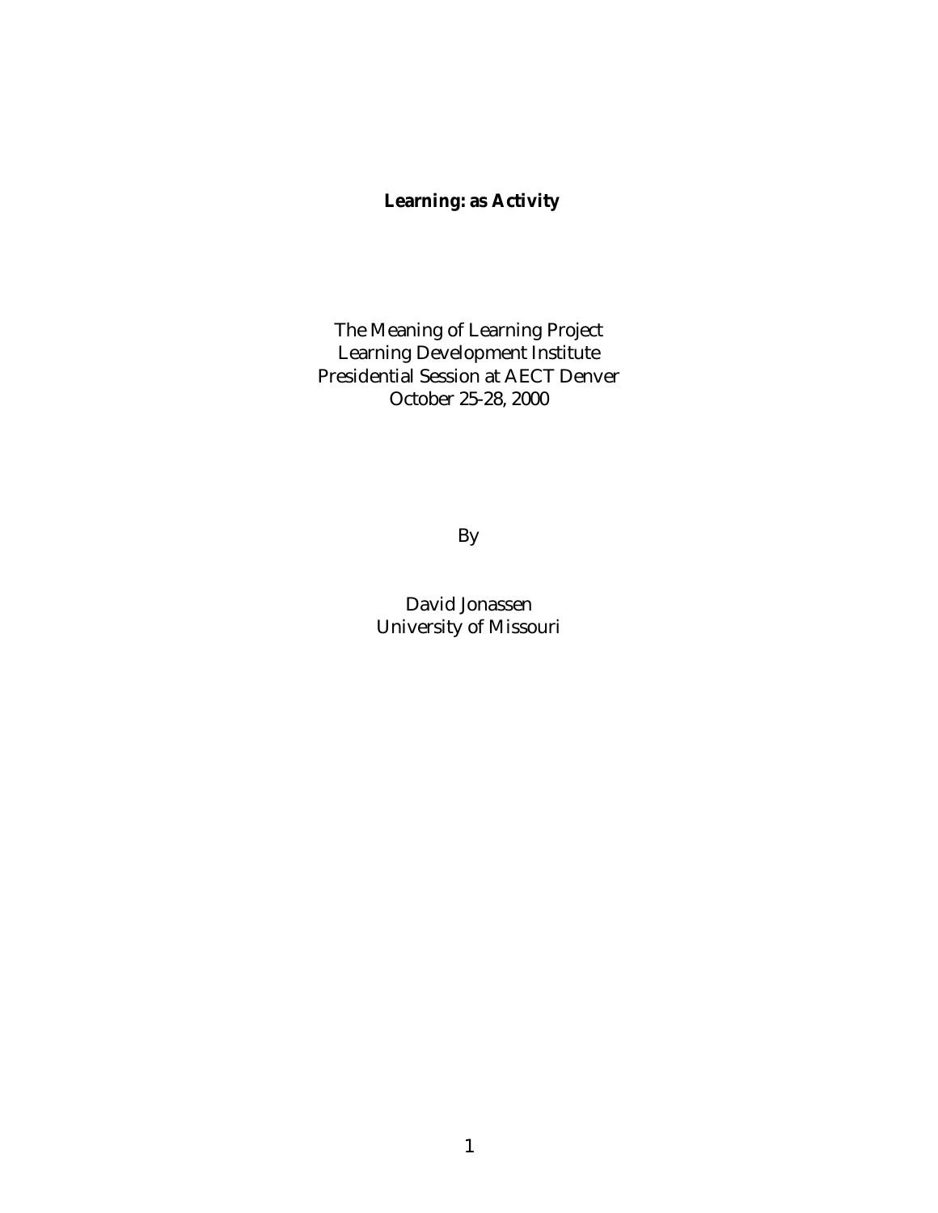# Learning: as Activity

The Meaning of Learning Project
Learning Development Institute
Presidential Session at AECT Denver
October 25-28, 2000

By

David Jonassen
University of Missouri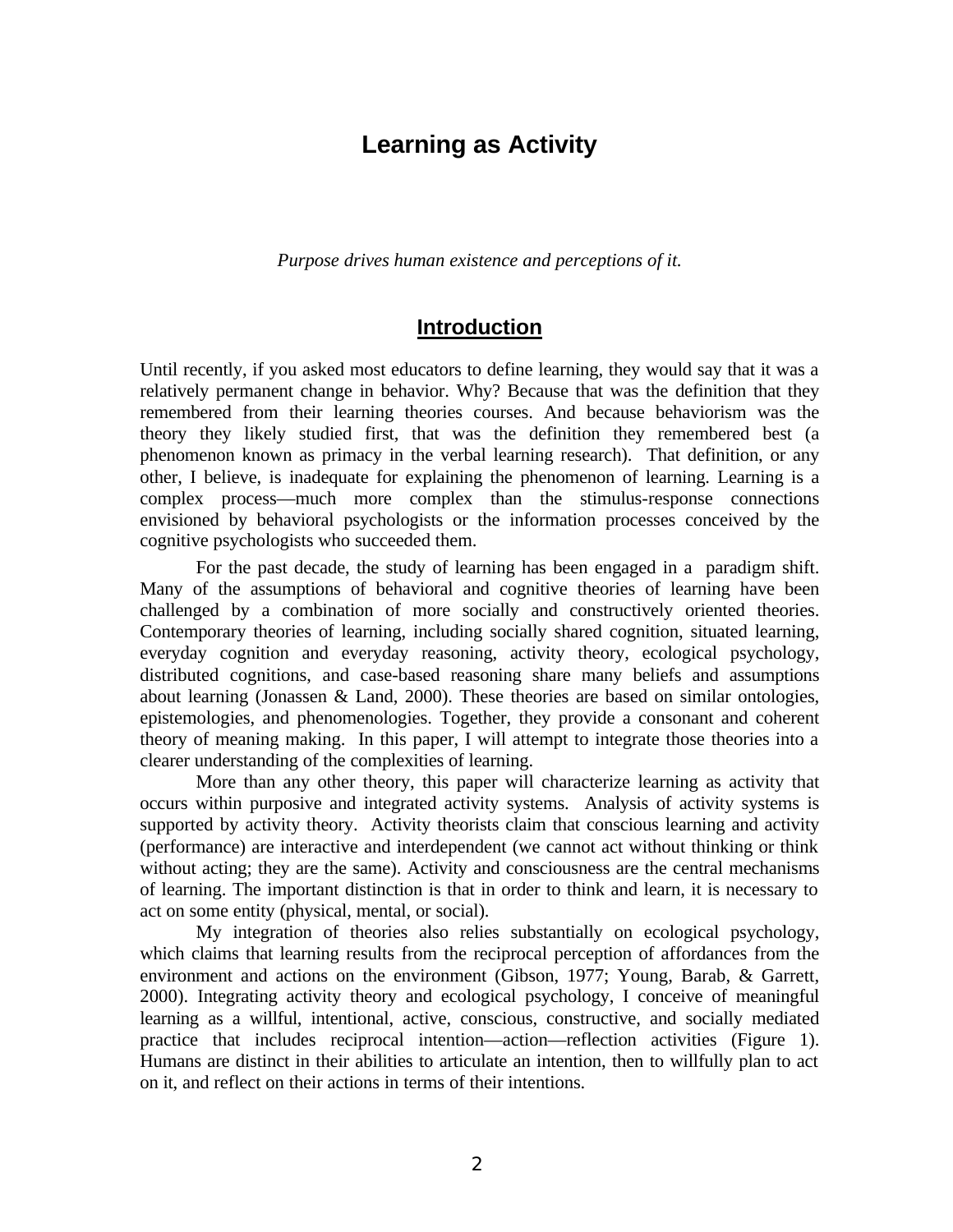# Learning as Activity

*Purpose drives human existence and perceptions of it.*

## Introduction

Until recently, if you asked most educators to define learning, they would say that it was a relatively permanent change in behavior. Why? Because that was the definition that they remembered from their learning theories courses. And because behaviorism was the theory they likely studied first, that was the definition they remembered best (a phenomenon known as primacy in the verbal learning research). That definition, or any other, I believe, is inadequate for explaining the phenomenon of learning. Learning is a complex process—much more complex than the stimulus-response connections envisioned by behavioral psychologists or the information processes conceived by the cognitive psychologists who succeeded them.

For the past decade, the study of learning has been engaged in a paradigm shift. Many of the assumptions of behavioral and cognitive theories of learning have been challenged by a combination of more socially and constructively oriented theories. Contemporary theories of learning, including socially shared cognition, situated learning, everyday cognition and everyday reasoning, activity theory, ecological psychology, distributed cognitions, and case-based reasoning share many beliefs and assumptions about learning (Jonassen & Land, 2000). These theories are based on similar ontologies, epistemologies, and phenomenologies. Together, they provide a consonant and coherent theory of meaning making. In this paper, I will attempt to integrate those theories into a clearer understanding of the complexities of learning.

More than any other theory, this paper will characterize learning as activity that occurs within purposive and integrated activity systems. Analysis of activity systems is supported by activity theory. Activity theorists claim that conscious learning and activity (performance) are interactive and interdependent (we cannot act without thinking or think without acting; they are the same). Activity and consciousness are the central mechanisms of learning. The important distinction is that in order to think and learn, it is necessary to act on some entity (physical, mental, or social).

My integration of theories also relies substantially on ecological psychology, which claims that learning results from the reciprocal perception of affordances from the environment and actions on the environment (Gibson, 1977; Young, Barab, & Garrett, 2000). Integrating activity theory and ecological psychology, I conceive of meaningful learning as a willful, intentional, active, conscious, constructive, and socially mediated practice that includes reciprocal intention—action—reflection activities (Figure 1). Humans are distinct in their abilities to articulate an intention, then to willfully plan to act on it, and reflect on their actions in terms of their intentions.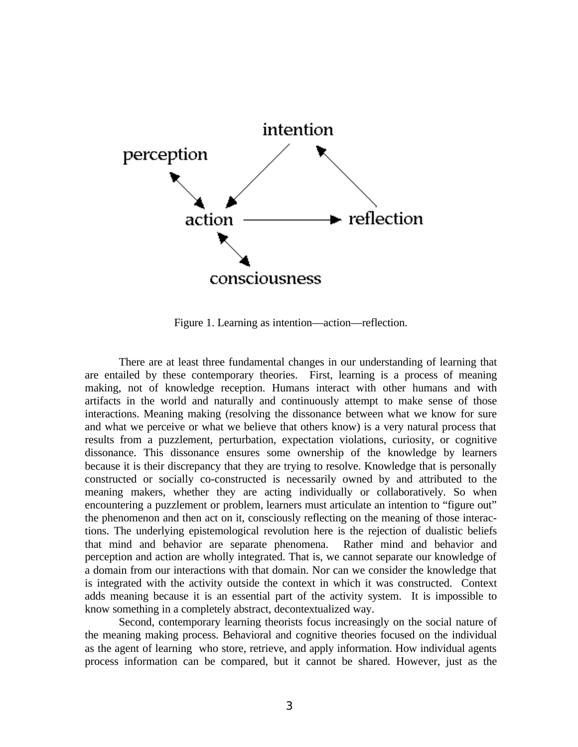Figure 1. Learning as intention—action—reflection.

There are at least three fundamental changes in our understanding of learning that are entailed by these contemporary theories. First, learning is a process of meaning making, not of knowledge reception. Humans interact with other humans and with artifacts in the world and naturally and continuously attempt to make sense of those interactions. Meaning making (resolving the dissonance between what we know for sure and what we perceive or what we believe that others know) is a very natural process that results from a puzzlement, perturbation, expectation violations, curiosity, or cognitive dissonance. This dissonance ensures some ownership of the knowledge by learners because it is their discrepancy that they are trying to resolve. Knowledge that is personally constructed or socially co-constructed is necessarily owned by and attributed to the meaning makers, whether they are acting individually or collaboratively. So when encountering a puzzlement or problem, learners must articulate an intention to "figure out" the phenomenon and then act on it, consciously reflecting on the meaning of those interactions. The underlying epistemological revolution here is the rejection of dualistic beliefs that mind and behavior are separate phenomena. Rather mind and behavior and perception and action are wholly integrated. That is, we cannot separate our knowledge of a domain from our interactions with that domain. Nor can we consider the knowledge that is integrated with the activity outside the context in which it was constructed. Context adds meaning because it is an essential part of the activity system. It is impossible to know something in a completely abstract, decontextualized way.

Second, contemporary learning theorists focus increasingly on the social nature of the meaning making process. Behavioral and cognitive theories focused on the individual as the agent of learning who store, retrieve, and apply information. How individual agents process information can be compared, but it cannot be shared. However, just as the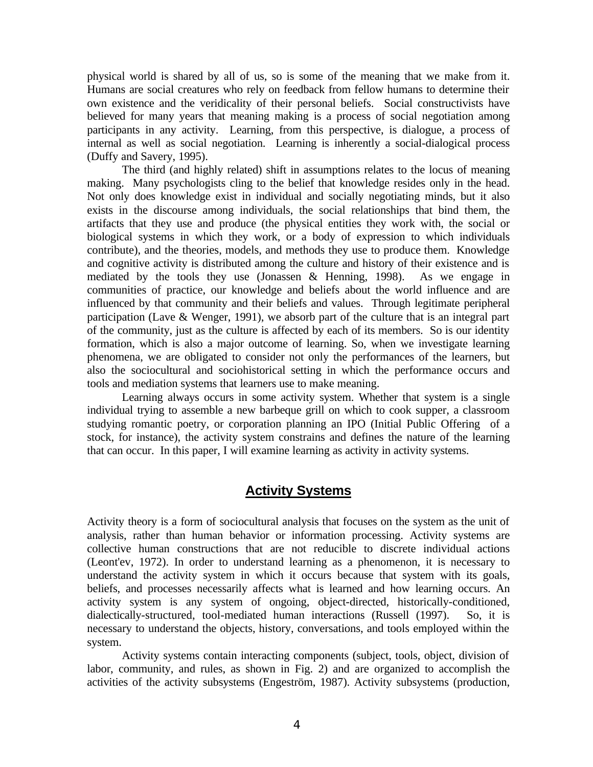physical world is shared by all of us, so is some of the meaning that we make from it. Humans are social creatures who rely on feedback from fellow humans to determine their own existence and the veridicality of their personal beliefs. Social constructivists have believed for many years that meaning making is a process of social negotiation among participants in any activity. Learning, from this perspective, is dialogue, a process of internal as well as social negotiation. Learning is inherently a social-dialogical process (Duffy and Savery, 1995).

The third (and highly related) shift in assumptions relates to the locus of meaning making. Many psychologists cling to the belief that knowledge resides only in the head. Not only does knowledge exist in individual and socially negotiating minds, but it also exists in the discourse among individuals, the social relationships that bind them, the artifacts that they use and produce (the physical entities they work with, the social or biological systems in which they work, or a body of expression to which individuals contribute), and the theories, models, and methods they use to produce them. Knowledge and cognitive activity is distributed among the culture and history of their existence and is mediated by the tools they use (Jonassen & Henning, 1998). As we engage in communities of practice, our knowledge and beliefs about the world influence and are influenced by that community and their beliefs and values. Through legitimate peripheral participation (Lave & Wenger, 1991), we absorb part of the culture that is an integral part of the community, just as the culture is affected by each of its members. So is our identity formation, which is also a major outcome of learning. So, when we investigate learning phenomena, we are obligated to consider not only the performances of the learners, but also the sociocultural and sociohistorical setting in which the performance occurs and tools and mediation systems that learners use to make meaning.

Learning always occurs in some activity system. Whether that system is a single individual trying to assemble a new barbeque grill on which to cook supper, a classroom studying romantic poetry, or corporation planning an IPO (Initial Public Offering of a stock, for instance), the activity system constrains and defines the nature of the learning that can occur. In this paper, I will examine learning as activity in activity systems.

## Activity Systems

Activity theory is a form of sociocultural analysis that focuses on the system as the unit of analysis, rather than human behavior or information processing. Activity systems are collective human constructions that are not reducible to discrete individual actions (Leont'ev, 1972). In order to understand learning as a phenomenon, it is necessary to understand the activity system in which it occurs because that system with its goals, beliefs, and processes necessarily affects what is learned and how learning occurs. An activity system is any system of ongoing, object-directed, historically-conditioned, dialectically-structured, tool-mediated human interactions (Russell (1997). So, it is necessary to understand the objects, history, conversations, and tools employed within the system.

Activity systems contain interacting components (subject, tools, object, division of labor, community, and rules, as shown in Fig. 2) and are organized to accomplish the activities of the activity subsystems (Engeström, 1987). Activity subsystems (production,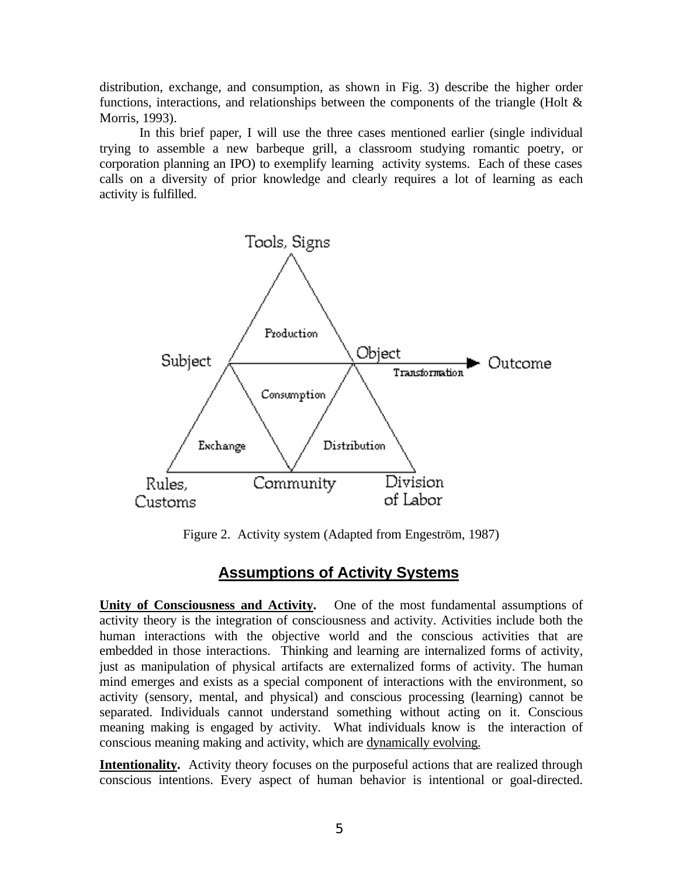distribution, exchange, and consumption, as shown in Fig. 3) describe the higher order functions, interactions, and relationships between the components of the triangle (Holt & Morris, 1993).

In this brief paper, I will use the three cases mentioned earlier (single individual trying to assemble a new barbeque grill, a classroom studying romantic poetry, or corporation planning an IPO) to exemplify learning activity systems. Each of these cases calls on a diversity of prior knowledge and clearly requires a lot of learning as each activity is fulfilled.

Figure 2. Activity system (Adapted from Engeström, 1987)

## Assumptions of Activity Systems

**Unity of Consciousness and Activity.** One of the most fundamental assumptions of activity theory is the integration of consciousness and activity. Activities include both the human interactions with the objective world and the conscious activities that are embedded in those interactions. Thinking and learning are internalized forms of activity, just as manipulation of physical artifacts are externalized forms of activity. The human mind emerges and exists as a special component of interactions with the environment, so activity (sensory, mental, and physical) and conscious processing (learning) cannot be separated. Individuals cannot understand something without acting on it. Conscious meaning making is engaged by activity. What individuals know is the interaction of conscious meaning making and activity, which are dynamically evolving.

**Intentionality.** Activity theory focuses on the purposeful actions that are realized through conscious intentions. Every aspect of human behavior is intentional or goal-directed.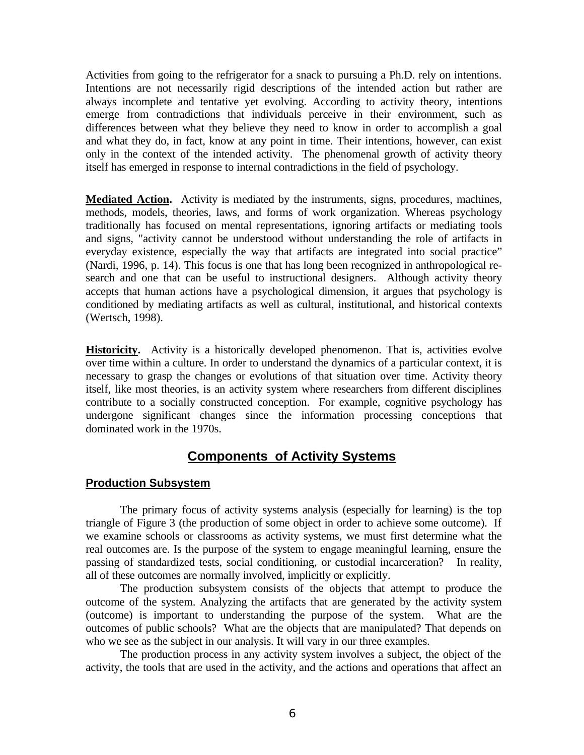Activities from going to the refrigerator for a snack to pursuing a Ph.D. rely on intentions. Intentions are not necessarily rigid descriptions of the intended action but rather are always incomplete and tentative yet evolving. According to activity theory, intentions emerge from contradictions that individuals perceive in their environment, such as differences between what they believe they need to know in order to accomplish a goal and what they do, in fact, know at any point in time. Their intentions, however, can exist only in the context of the intended activity. The phenomenal growth of activity theory itself has emerged in response to internal contradictions in the field of psychology.

**Mediated Action.** Activity is mediated by the instruments, signs, procedures, machines, methods, models, theories, laws, and forms of work organization. Whereas psychology traditionally has focused on mental representations, ignoring artifacts or mediating tools and signs, "activity cannot be understood without understanding the role of artifacts in everyday existence, especially the way that artifacts are integrated into social practice" (Nardi, 1996, p. 14). This focus is one that has long been recognized in anthropological research and one that can be useful to instructional designers. Although activity theory accepts that human actions have a psychological dimension, it argues that psychology is conditioned by mediating artifacts as well as cultural, institutional, and historical contexts (Wertsch, 1998).

**Historicity.** Activity is a historically developed phenomenon. That is, activities evolve over time within a culture. In order to understand the dynamics of a particular context, it is necessary to grasp the changes or evolutions of that situation over time. Activity theory itself, like most theories, is an activity system where researchers from different disciplines contribute to a socially constructed conception. For example, cognitive psychology has undergone significant changes since the information processing conceptions that dominated work in the 1970s.

## Components of Activity Systems

### Production Subsystem

The primary focus of activity systems analysis (especially for learning) is the top triangle of Figure 3 (the production of some object in order to achieve some outcome). If we examine schools or classrooms as activity systems, we must first determine what the real outcomes are. Is the purpose of the system to engage meaningful learning, ensure the passing of standardized tests, social conditioning, or custodial incarceration? In reality, all of these outcomes are normally involved, implicitly or explicitly.

The production subsystem consists of the objects that attempt to produce the outcome of the system. Analyzing the artifacts that are generated by the activity system (outcome) is important to understanding the purpose of the system. What are the outcomes of public schools? What are the objects that are manipulated? That depends on who we see as the subject in our analysis. It will vary in our three examples.

The production process in any activity system involves a subject, the object of the activity, the tools that are used in the activity, and the actions and operations that affect an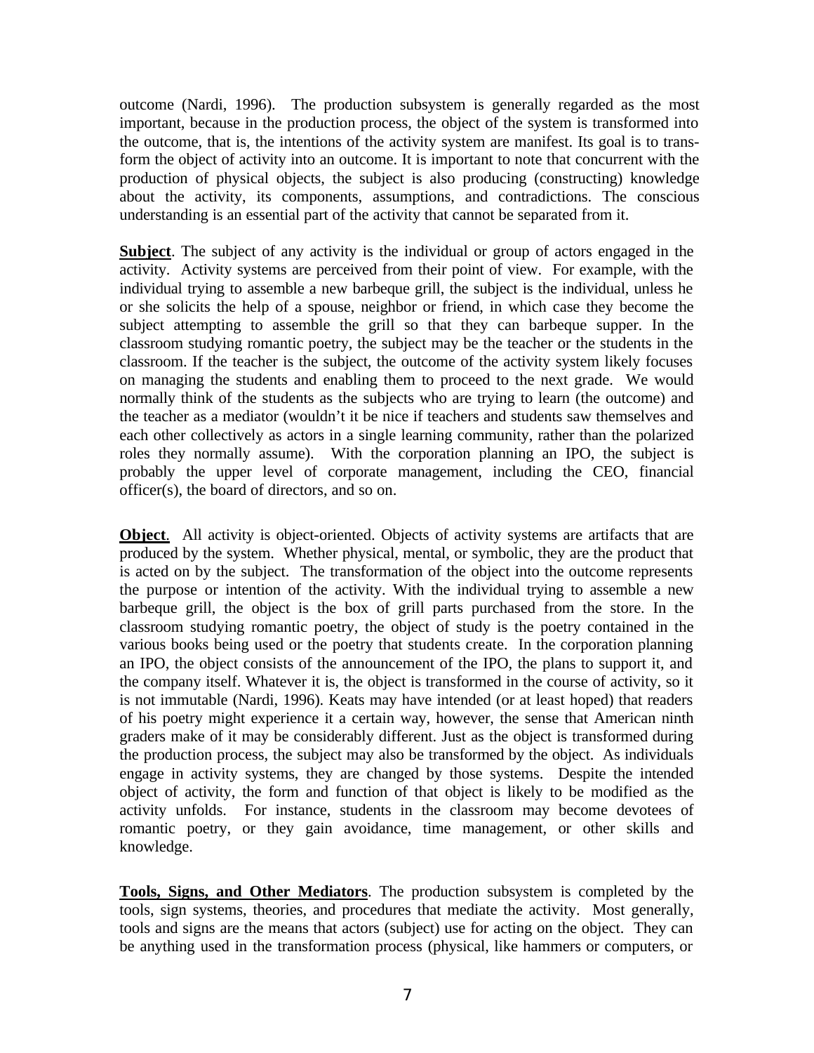outcome (Nardi, 1996). The production subsystem is generally regarded as the most important, because in the production process, the object of the system is transformed into the outcome, that is, the intentions of the activity system are manifest. Its goal is to transform the object of activity into an outcome. It is important to note that concurrent with the production of physical objects, the subject is also producing (constructing) knowledge about the activity, its components, assumptions, and contradictions. The conscious understanding is an essential part of the activity that cannot be separated from it.

**Subject**. The subject of any activity is the individual or group of actors engaged in the activity. Activity systems are perceived from their point of view. For example, with the individual trying to assemble a new barbeque grill, the subject is the individual, unless he or she solicits the help of a spouse, neighbor or friend, in which case they become the subject attempting to assemble the grill so that they can barbeque supper. In the classroom studying romantic poetry, the subject may be the teacher or the students in the classroom. If the teacher is the subject, the outcome of the activity system likely focuses on managing the students and enabling them to proceed to the next grade. We would normally think of the students as the subjects who are trying to learn (the outcome) and the teacher as a mediator (wouldn't it be nice if teachers and students saw themselves and each other collectively as actors in a single learning community, rather than the polarized roles they normally assume). With the corporation planning an IPO, the subject is probably the upper level of corporate management, including the CEO, financial officer(s), the board of directors, and so on.

**Object**. All activity is object-oriented. Objects of activity systems are artifacts that are produced by the system. Whether physical, mental, or symbolic, they are the product that is acted on by the subject. The transformation of the object into the outcome represents the purpose or intention of the activity. With the individual trying to assemble a new barbeque grill, the object is the box of grill parts purchased from the store. In the classroom studying romantic poetry, the object of study is the poetry contained in the various books being used or the poetry that students create. In the corporation planning an IPO, the object consists of the announcement of the IPO, the plans to support it, and the company itself. Whatever it is, the object is transformed in the course of activity, so it is not immutable (Nardi, 1996). Keats may have intended (or at least hoped) that readers of his poetry might experience it a certain way, however, the sense that American ninth graders make of it may be considerably different. Just as the object is transformed during the production process, the subject may also be transformed by the object. As individuals engage in activity systems, they are changed by those systems. Despite the intended object of activity, the form and function of that object is likely to be modified as the activity unfolds. For instance, students in the classroom may become devotees of romantic poetry, or they gain avoidance, time management, or other skills and knowledge.

**Tools, Signs, and Other Mediators**. The production subsystem is completed by the tools, sign systems, theories, and procedures that mediate the activity. Most generally, tools and signs are the means that actors (subject) use for acting on the object. They can be anything used in the transformation process (physical, like hammers or computers, or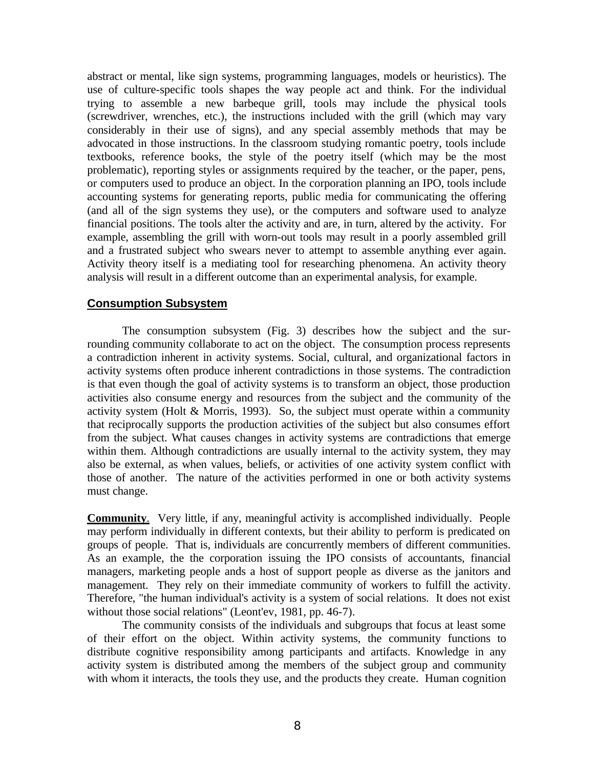abstract or mental, like sign systems, programming languages, models or heuristics). The use of culture-specific tools shapes the way people act and think. For the individual trying to assemble a new barbeque grill, tools may include the physical tools (screwdriver, wrenches, etc.), the instructions included with the grill (which may vary considerably in their use of signs), and any special assembly methods that may be advocated in those instructions. In the classroom studying romantic poetry, tools include textbooks, reference books, the style of the poetry itself (which may be the most problematic), reporting styles or assignments required by the teacher, or the paper, pens, or computers used to produce an object. In the corporation planning an IPO, tools include accounting systems for generating reports, public media for communicating the offering (and all of the sign systems they use), or the computers and software used to analyze financial positions. The tools alter the activity and are, in turn, altered by the activity. For example, assembling the grill with worn-out tools may result in a poorly assembled grill and a frustrated subject who swears never to attempt to assemble anything ever again. Activity theory itself is a mediating tool for researching phenomena. An activity theory analysis will result in a different outcome than an experimental analysis, for example.

## Consumption Subsystem

The consumption subsystem (Fig. 3) describes how the subject and the surrounding community collaborate to act on the object. The consumption process represents a contradiction inherent in activity systems. Social, cultural, and organizational factors in activity systems often produce inherent contradictions in those systems. The contradiction is that even though the goal of activity systems is to transform an object, those production activities also consume energy and resources from the subject and the community of the activity system (Holt & Morris, 1993). So, the subject must operate within a community that reciprocally supports the production activities of the subject but also consumes effort from the subject. What causes changes in activity systems are contradictions that emerge within them. Although contradictions are usually internal to the activity system, they may also be external, as when values, beliefs, or activities of one activity system conflict with those of another. The nature of the activities performed in one or both activity systems must change.

**Community**. Very little, if any, meaningful activity is accomplished individually. People may perform individually in different contexts, but their ability to perform is predicated on groups of people. That is, individuals are concurrently members of different communities. As an example, the the corporation issuing the IPO consists of accountants, financial managers, marketing people ands a host of support people as diverse as the janitors and management. They rely on their immediate community of workers to fulfill the activity. Therefore, "the human individual's activity is a system of social relations. It does not exist without those social relations" (Leont'ev, 1981, pp. 46-7).

The community consists of the individuals and subgroups that focus at least some of their effort on the object. Within activity systems, the community functions to distribute cognitive responsibility among participants and artifacts. Knowledge in any activity system is distributed among the members of the subject group and community with whom it interacts, the tools they use, and the products they create. Human cognition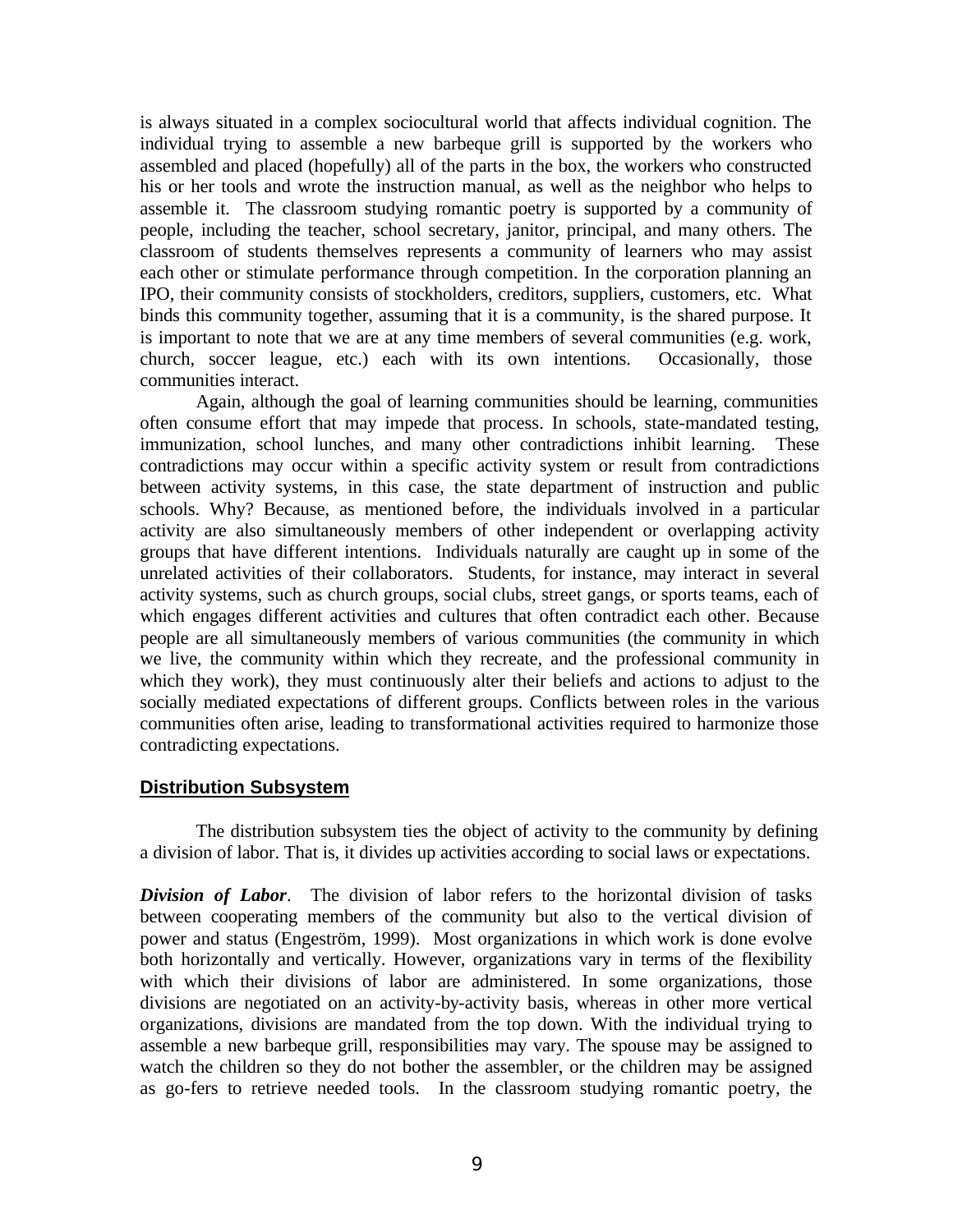is always situated in a complex sociocultural world that affects individual cognition. The individual trying to assemble a new barbeque grill is supported by the workers who assembled and placed (hopefully) all of the parts in the box, the workers who constructed his or her tools and wrote the instruction manual, as well as the neighbor who helps to assemble it. The classroom studying romantic poetry is supported by a community of people, including the teacher, school secretary, janitor, principal, and many others. The classroom of students themselves represents a community of learners who may assist each other or stimulate performance through competition. In the corporation planning an IPO, their community consists of stockholders, creditors, suppliers, customers, etc. What binds this community together, assuming that it is a community, is the shared purpose. It is important to note that we are at any time members of several communities (e.g. work, church, soccer league, etc.) each with its own intentions. Occasionally, those communities interact.

Again, although the goal of learning communities should be learning, communities often consume effort that may impede that process. In schools, state-mandated testing, immunization, school lunches, and many other contradictions inhibit learning. These contradictions may occur within a specific activity system or result from contradictions between activity systems, in this case, the state department of instruction and public schools. Why? Because, as mentioned before, the individuals involved in a particular activity are also simultaneously members of other independent or overlapping activity groups that have different intentions. Individuals naturally are caught up in some of the unrelated activities of their collaborators. Students, for instance, may interact in several activity systems, such as church groups, social clubs, street gangs, or sports teams, each of which engages different activities and cultures that often contradict each other. Because people are all simultaneously members of various communities (the community in which we live, the community within which they recreate, and the professional community in which they work), they must continuously alter their beliefs and actions to adjust to the socially mediated expectations of different groups. Conflicts between roles in the various communities often arise, leading to transformational activities required to harmonize those contradicting expectations.

## Distribution Subsystem

The distribution subsystem ties the object of activity to the community by defining a division of labor. That is, it divides up activities according to social laws or expectations.

***Division of Labor***. The division of labor refers to the horizontal division of tasks between cooperating members of the community but also to the vertical division of power and status (Engeström, 1999). Most organizations in which work is done evolve both horizontally and vertically. However, organizations vary in terms of the flexibility with which their divisions of labor are administered. In some organizations, those divisions are negotiated on an activity-by-activity basis, whereas in other more vertical organizations, divisions are mandated from the top down. With the individual trying to assemble a new barbeque grill, responsibilities may vary. The spouse may be assigned to watch the children so they do not bother the assembler, or the children may be assigned as go-fers to retrieve needed tools. In the classroom studying romantic poetry, the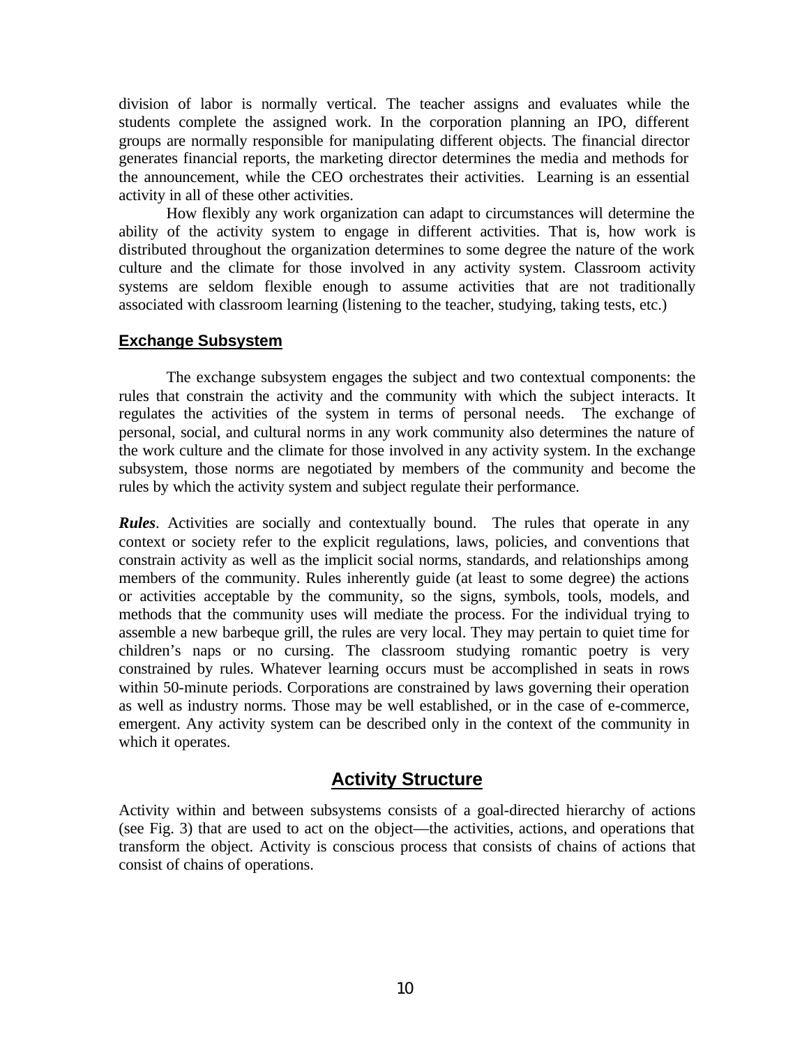division of labor is normally vertical. The teacher assigns and evaluates while the students complete the assigned work. In the corporation planning an IPO, different groups are normally responsible for manipulating different objects. The financial director generates financial reports, the marketing director determines the media and methods for the announcement, while the CEO orchestrates their activities. Learning is an essential activity in all of these other activities.

How flexibly any work organization can adapt to circumstances will determine the ability of the activity system to engage in different activities. That is, how work is distributed throughout the organization determines to some degree the nature of the work culture and the climate for those involved in any activity system. Classroom activity systems are seldom flexible enough to assume activities that are not traditionally associated with classroom learning (listening to the teacher, studying, taking tests, etc.)

### Exchange Subsystem

The exchange subsystem engages the subject and two contextual components: the rules that constrain the activity and the community with which the subject interacts. It regulates the activities of the system in terms of personal needs. The exchange of personal, social, and cultural norms in any work community also determines the nature of the work culture and the climate for those involved in any activity system. In the exchange subsystem, those norms are negotiated by members of the community and become the rules by which the activity system and subject regulate their performance.

***Rules***. Activities are socially and contextually bound. The rules that operate in any context or society refer to the explicit regulations, laws, policies, and conventions that constrain activity as well as the implicit social norms, standards, and relationships among members of the community. Rules inherently guide (at least to some degree) the actions or activities acceptable by the community, so the signs, symbols, tools, models, and methods that the community uses will mediate the process. For the individual trying to assemble a new barbeque grill, the rules are very local. They may pertain to quiet time for children's naps or no cursing. The classroom studying romantic poetry is very constrained by rules. Whatever learning occurs must be accomplished in seats in rows within 50-minute periods. Corporations are constrained by laws governing their operation as well as industry norms. Those may be well established, or in the case of e-commerce, emergent. Any activity system can be described only in the context of the community in which it operates.

## Activity Structure

Activity within and between subsystems consists of a goal-directed hierarchy of actions (see Fig. 3) that are used to act on the object—the activities, actions, and operations that transform the object. Activity is conscious process that consists of chains of actions that consist of chains of operations.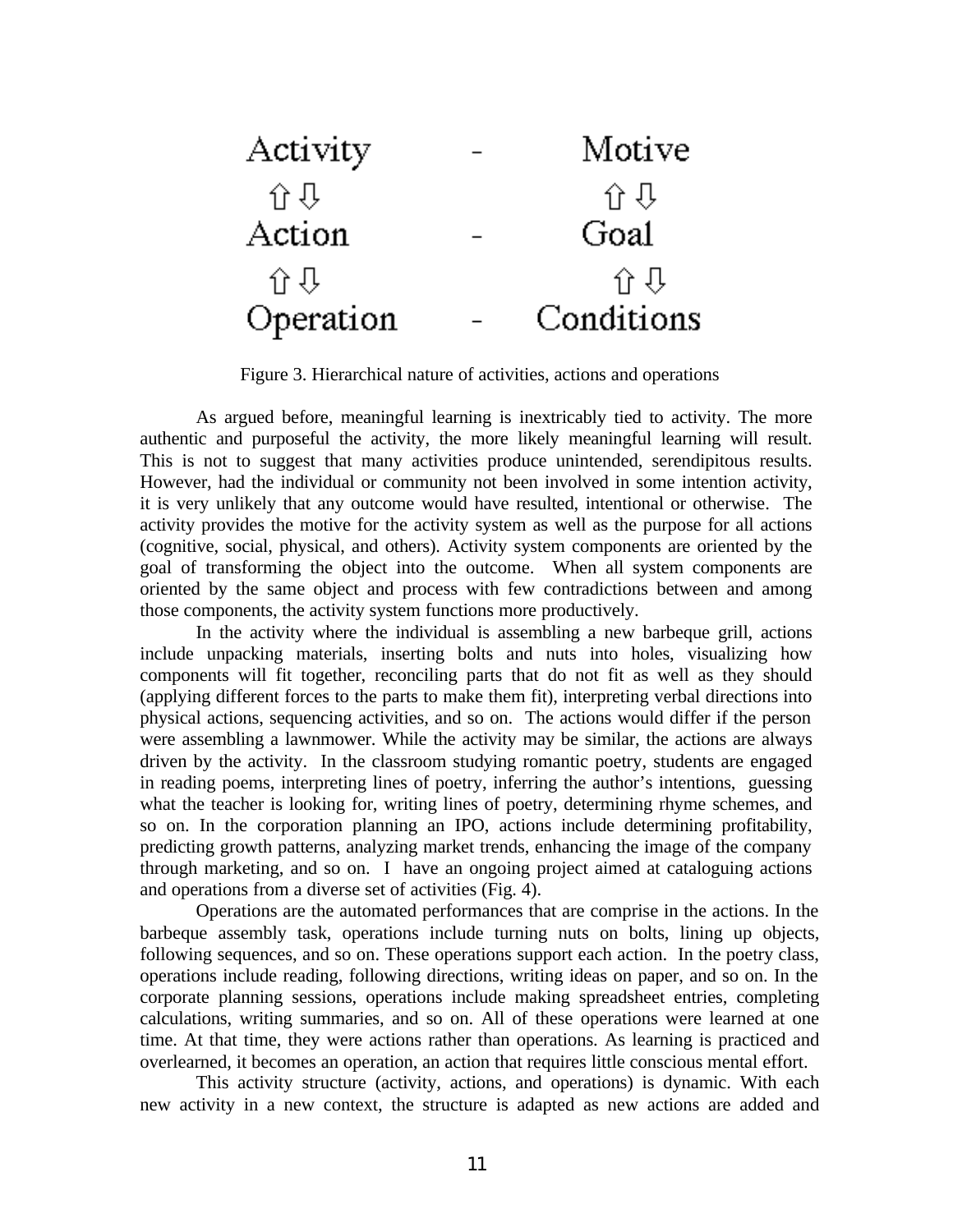| Activity | - | Motive |
| --- | --- | --- |
| ⇧ ⇩ | | ⇧ ⇩ |
| Action | - | Goal |
| ⇧ ⇩ | | ⇧ ⇩ |
| Operation | - | Conditions |

Figure 3. Hierarchical nature of activities, actions and operations

As argued before, meaningful learning is inextricably tied to activity. The more authentic and purposeful the activity, the more likely meaningful learning will result. This is not to suggest that many activities produce unintended, serendipitous results. However, had the individual or community not been involved in some intention activity, it is very unlikely that any outcome would have resulted, intentional or otherwise. The activity provides the motive for the activity system as well as the purpose for all actions (cognitive, social, physical, and others). Activity system components are oriented by the goal of transforming the object into the outcome. When all system components are oriented by the same object and process with few contradictions between and among those components, the activity system functions more productively.

In the activity where the individual is assembling a new barbeque grill, actions include unpacking materials, inserting bolts and nuts into holes, visualizing how components will fit together, reconciling parts that do not fit as well as they should (applying different forces to the parts to make them fit), interpreting verbal directions into physical actions, sequencing activities, and so on. The actions would differ if the person were assembling a lawnmower. While the activity may be similar, the actions are always driven by the activity. In the classroom studying romantic poetry, students are engaged in reading poems, interpreting lines of poetry, inferring the author's intentions, guessing what the teacher is looking for, writing lines of poetry, determining rhyme schemes, and so on. In the corporation planning an IPO, actions include determining profitability, predicting growth patterns, analyzing market trends, enhancing the image of the company through marketing, and so on. I have an ongoing project aimed at cataloguing actions and operations from a diverse set of activities (Fig. 4).

Operations are the automated performances that are comprise in the actions. In the barbeque assembly task, operations include turning nuts on bolts, lining up objects, following sequences, and so on. These operations support each action. In the poetry class, operations include reading, following directions, writing ideas on paper, and so on. In the corporate planning sessions, operations include making spreadsheet entries, completing calculations, writing summaries, and so on. All of these operations were learned at one time. At that time, they were actions rather than operations. As learning is practiced and overlearned, it becomes an operation, an action that requires little conscious mental effort.

This activity structure (activity, actions, and operations) is dynamic. With each new activity in a new context, the structure is adapted as new actions are added and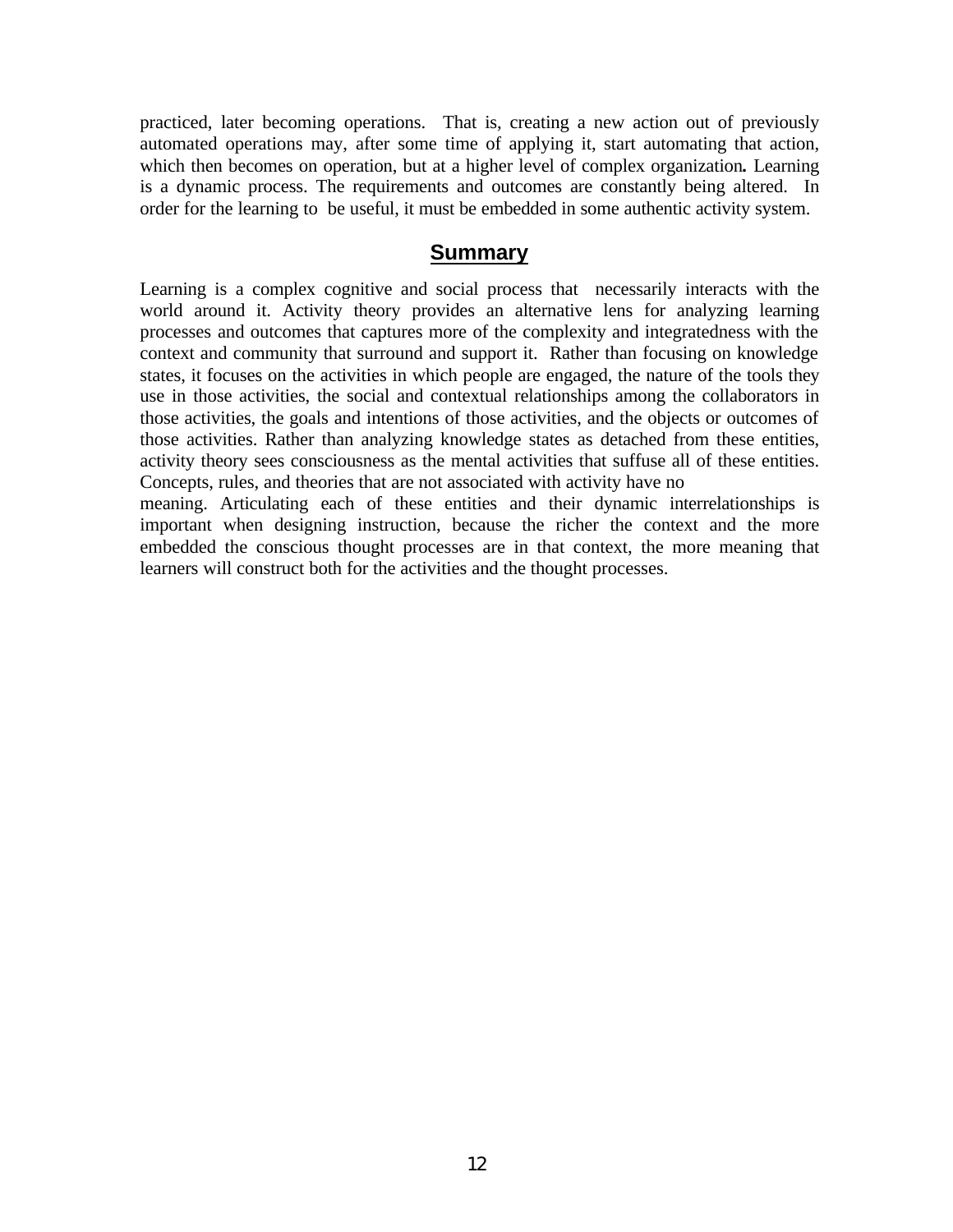practiced, later becoming operations. That is, creating a new action out of previously automated operations may, after some time of applying it, start automating that action, which then becomes on operation, but at a higher level of complex organization**.** Learning is a dynamic process. The requirements and outcomes are constantly being altered. In order for the learning to be useful, it must be embedded in some authentic activity system.

## Summary

Learning is a complex cognitive and social process that necessarily interacts with the world around it. Activity theory provides an alternative lens for analyzing learning processes and outcomes that captures more of the complexity and integratedness with the context and community that surround and support it. Rather than focusing on knowledge states, it focuses on the activities in which people are engaged, the nature of the tools they use in those activities, the social and contextual relationships among the collaborators in those activities, the goals and intentions of those activities, and the objects or outcomes of those activities. Rather than analyzing knowledge states as detached from these entities, activity theory sees consciousness as the mental activities that suffuse all of these entities. Concepts, rules, and theories that are not associated with activity have no meaning. Articulating each of these entities and their dynamic interrelationships is important when designing instruction, because the richer the context and the more embedded the conscious thought processes are in that context, the more meaning that learners will construct both for the activities and the thought processes.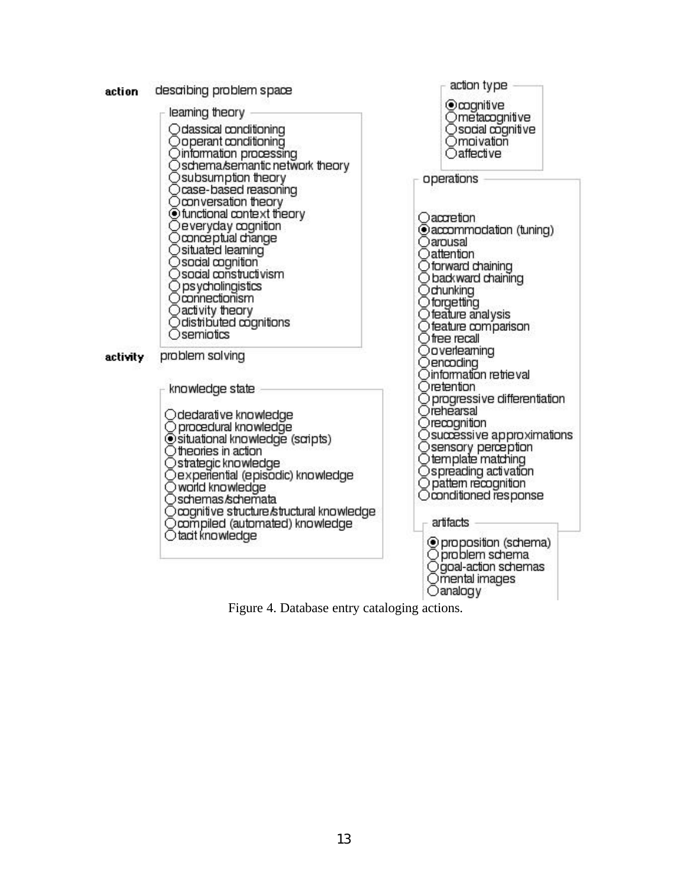**action** describing problem space

**learning theory**

- ○ classical conditioning
- ○ operant conditioning
- ○ information processing
- ○ schema/semantic network theory
- ○ subsumption theory
- ○ case-based reasoning
- ○ conversation theory
- ◉ functional context theory
- ○ everyday cognition
- ○ conceptual change
- ○ situated learning
- ○ social cognition
- ○ social constructivism
- ○ psycholingistics
- ○ connectionism
- ○ activity theory
- ○ distributed cognitions
- ○ semiotics

**activity** problem solving

**knowledge state**

- ○ declarative knowledge
- ○ procedural knowledge
- ◉ situational knowledge (scripts)
- ○ theories in action
- ○ strategic knowledge
- ○ experiential (episodic) knowledge
- ○ world knowledge
- ○ schemas/schemata
- ○ cognitive structure/structural knowledge
- ○ compiled (automated) knowledge
- ○ tacit knowledge

**action type**

- ◉ cognitive
- ○ metacognitive
- ○ social cognitive
- ○ moivation
- ○ affective

**operations**

- ○ accretion
- ◉ accommodation (tuning)
- ○ arousal
- ○ attention
- ○ forward chaining
- ○ backward chaining
- ○ chunking
- ○ forgetting
- ○ feature analysis
- ○ feature comparison
- ○ free recall
- ○ overlearning
- ○ encoding
- ○ information retrieval
- ○ retention
- ○ progressive differentiation
- ○ rehearsal
- ○ recognition
- ○ successive approximations
- ○ sensory perception
- ○ template matching
- ○ spreading activation
- ○ pattern recognition
- ○ conditioned response

**artifacts**

- ◉ proposition (schema)
- ○ problem schema
- ○ goal-action schemas
- ○ mental images
- ○ analogy

Figure 4. Database entry cataloging actions.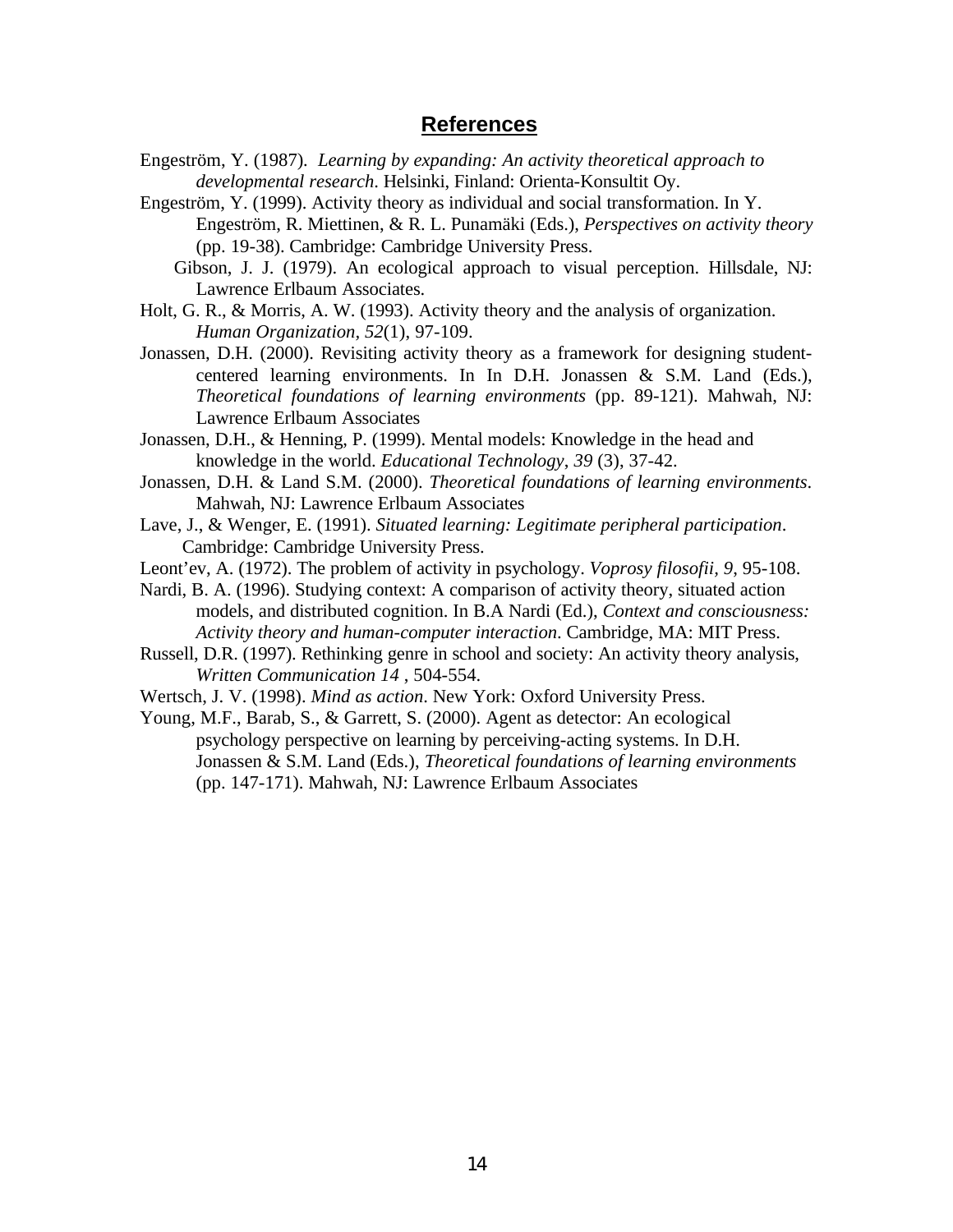## References

Engeström, Y. (1987). *Learning by expanding: An activity theoretical approach to developmental research*. Helsinki, Finland: Orienta-Konsultit Oy.

Engeström, Y. (1999). Activity theory as individual and social transformation. In Y. Engeström, R. Miettinen, & R. L. Punamäki (Eds.), *Perspectives on activity theory* (pp. 19-38). Cambridge: Cambridge University Press.

Gibson, J. J. (1979). An ecological approach to visual perception. Hillsdale, NJ: Lawrence Erlbaum Associates.

Holt, G. R., & Morris, A. W. (1993). Activity theory and the analysis of organization. *Human Organization*, *52*(1), 97-109.

Jonassen, D.H. (2000). Revisiting activity theory as a framework for designing student-centered learning environments. In In D.H. Jonassen & S.M. Land (Eds.), *Theoretical foundations of learning environments* (pp. 89-121). Mahwah, NJ: Lawrence Erlbaum Associates

Jonassen, D.H., & Henning, P. (1999). Mental models: Knowledge in the head and knowledge in the world. *Educational Technology*, *39* (3), 37-42.

Jonassen, D.H. & Land S.M. (2000). *Theoretical foundations of learning environments*. Mahwah, NJ: Lawrence Erlbaum Associates

Lave, J., & Wenger, E. (1991). *Situated learning: Legitimate peripheral participation*. Cambridge: Cambridge University Press.

Leont'ev, A. (1972). The problem of activity in psychology. *Voprosy filosofii*, *9*, 95-108.

Nardi, B. A. (1996). Studying context: A comparison of activity theory, situated action models, and distributed cognition. In B.A Nardi (Ed.), *Context and consciousness: Activity theory and human-computer interaction*. Cambridge, MA: MIT Press.

Russell, D.R. (1997). Rethinking genre in school and society: An activity theory analysis, *Written Communication 14* , 504-554.

Wertsch, J. V. (1998). *Mind as action*. New York: Oxford University Press.

Young, M.F., Barab, S., & Garrett, S. (2000). Agent as detector: An ecological psychology perspective on learning by perceiving-acting systems. In D.H. Jonassen & S.M. Land (Eds.), *Theoretical foundations of learning environments* (pp. 147-171). Mahwah, NJ: Lawrence Erlbaum Associates